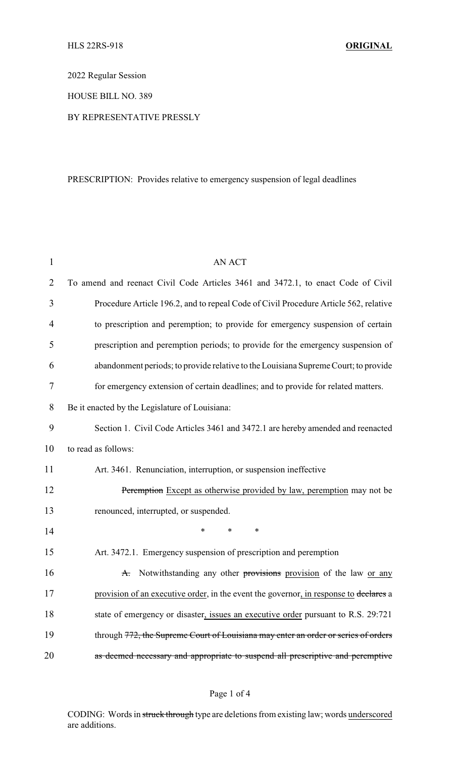HLS 22RS-918 **ORIGINAL**

2022 Regular Session

HOUSE BILL NO. 389

BY REPRESENTATIVE PRESSLY

PRESCRIPTION: Provides relative to emergency suspension of legal deadlines

AN ACT

To amend and reenact Civil Code Articles 3461 and 3472.1, to enact Code of Civil Procedure Article 196.2, and to repeal Code of Civil Procedure Article 562, relative to prescription and peremption; to provide for emergency suspension of certain prescription and peremption periods; to provide for the emergency suspension of abandonment periods; to provide relative to the Louisiana Supreme Court; to provide for emergency extension of certain deadlines; and to provide for related matters.

Be it enacted by the Legislature of Louisiana:

Section 1. Civil Code Articles 3461 and 3472.1 are hereby amended and reenacted to read as follows:

Art. 3461. Renunciation, interruption, or suspension ineffective

~~Peremption~~ <u>Except as otherwise provided by law, peremption</u> may not be renounced, interrupted, or suspended.

\* \* \*

Art. 3472.1. Emergency suspension of prescription and peremption

~~A.~~ Notwithstanding any other ~~provisions~~ <u>provision</u> of the law <u>or any provision of an executive order</u>, in the event the governor<u>, in response to</u> ~~declares~~ a state of emergency or disaster<u>, issues an executive order</u> pursuant to R.S. 29:721 through ~~772, the Supreme Court of Louisiana may enter an order or series of orders as deemed necessary and appropriate to suspend all prescriptive and peremptive~~

CODING: Words in ~~struck through~~ type are deletions from existing law; words <u>underscored</u> are additions.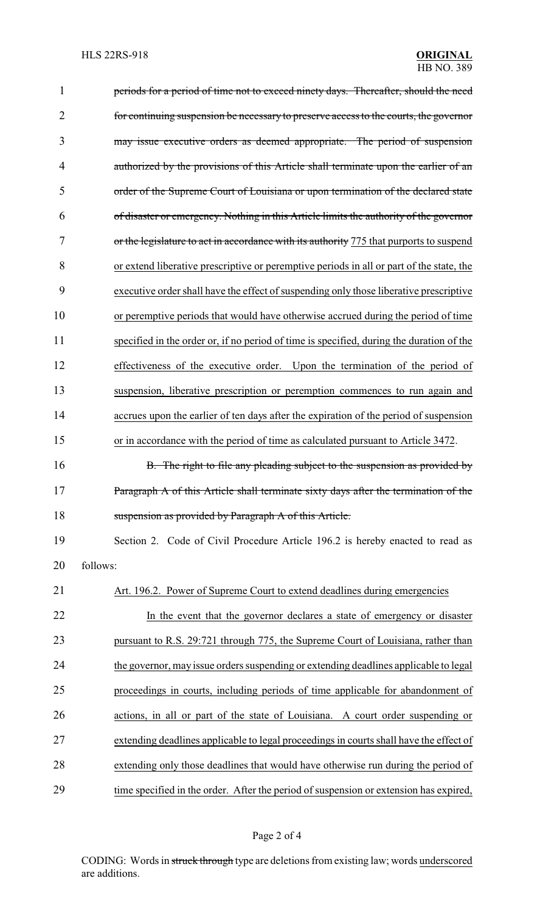~~periods for a period of time not to exceed ninety days. Thereafter, should the need for continuing suspension be necessary to preserve access to the courts, the governor may issue executive orders as deemed appropriate. The period of suspension authorized by the provisions of this Article shall terminate upon the earlier of an order of the Supreme Court of Louisiana or upon termination of the declared state of disaster or emergency. Nothing in this Article limits the authority of the governor or the legislature to act in accordance with its authority~~ <u>775 that purports to suspend or extend liberative prescriptive or peremptive periods in all or part of the state, the executive order shall have the effect of suspending only those liberative prescriptive or peremptive periods that would have otherwise accrued during the period of time specified in the order or, if no period of time is specified, during the duration of the effectiveness of the executive order. Upon the termination of the period of suspension, liberative prescription or peremption commences to run again and accrues upon the earlier of ten days after the expiration of the period of suspension or in accordance with the period of time as calculated pursuant to Article 3472</u>.

~~B. The right to file any pleading subject to the suspension as provided by Paragraph A of this Article shall terminate sixty days after the termination of the suspension as provided by Paragraph A of this Article.~~

Section 2. Code of Civil Procedure Article 196.2 is hereby enacted to read as follows:

<u>Art. 196.2. Power of Supreme Court to extend deadlines during emergencies</u>

<u>In the event that the governor declares a state of emergency or disaster pursuant to R.S. 29:721 through 775, the Supreme Court of Louisiana, rather than the governor, may issue orders suspending or extending deadlines applicable to legal proceedings in courts, including periods of time applicable for abandonment of actions, in all or part of the state of Louisiana. A court order suspending or extending deadlines applicable to legal proceedings in courts shall have the effect of extending only those deadlines that would have otherwise run during the period of time specified in the order. After the period of suspension or extension has expired,</u>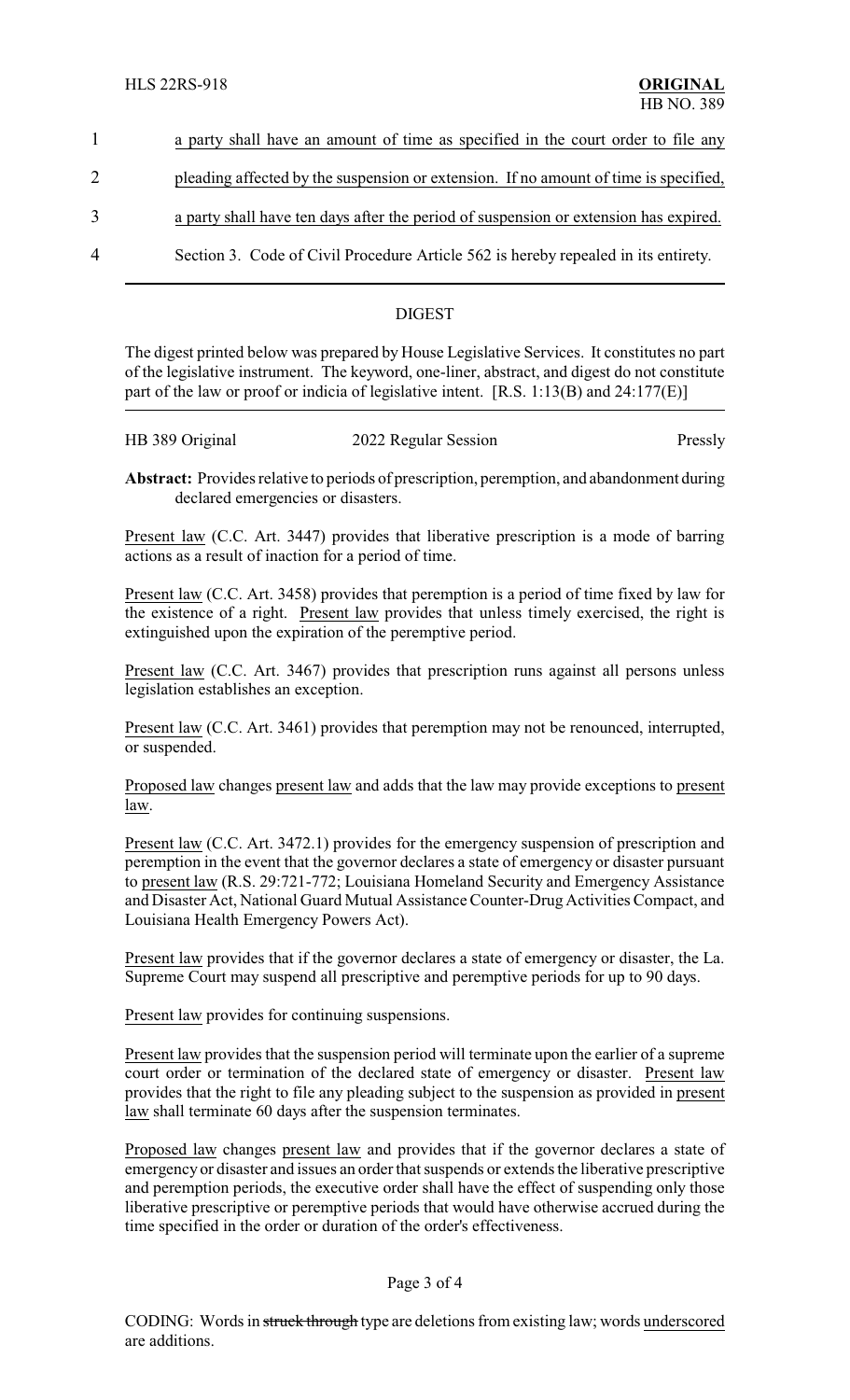1 a party shall have an amount of time as specified in the court order to file any

2 pleading affected by the suspension or extension. If no amount of time is specified,

3 a party shall have ten days after the period of suspension or extension has expired.

4 Section 3. Code of Civil Procedure Article 562 is hereby repealed in its entirety.

## DIGEST

The digest printed below was prepared by House Legislative Services. It constitutes no part of the legislative instrument. The keyword, one-liner, abstract, and digest do not constitute part of the law or proof or indicia of legislative intent. [R.S. 1:13(B) and 24:177(E)]

HB 389 Original 2022 Regular Session Pressly

**Abstract:** Provides relative to periods of prescription, peremption, and abandonment during declared emergencies or disasters.

Present law (C.C. Art. 3447) provides that liberative prescription is a mode of barring actions as a result of inaction for a period of time.

Present law (C.C. Art. 3458) provides that peremption is a period of time fixed by law for the existence of a right. Present law provides that unless timely exercised, the right is extinguished upon the expiration of the peremptive period.

Present law (C.C. Art. 3467) provides that prescription runs against all persons unless legislation establishes an exception.

Present law (C.C. Art. 3461) provides that peremption may not be renounced, interrupted, or suspended.

Proposed law changes present law and adds that the law may provide exceptions to present law.

Present law (C.C. Art. 3472.1) provides for the emergency suspension of prescription and peremption in the event that the governor declares a state of emergency or disaster pursuant to present law (R.S. 29:721-772; Louisiana Homeland Security and Emergency Assistance and Disaster Act, National Guard Mutual Assistance Counter-Drug Activities Compact, and Louisiana Health Emergency Powers Act).

Present law provides that if the governor declares a state of emergency or disaster, the La. Supreme Court may suspend all prescriptive and peremptive periods for up to 90 days.

Present law provides for continuing suspensions.

Present law provides that the suspension period will terminate upon the earlier of a supreme court order or termination of the declared state of emergency or disaster. Present law provides that the right to file any pleading subject to the suspension as provided in present law shall terminate 60 days after the suspension terminates.

Proposed law changes present law and provides that if the governor declares a state of emergency or disaster and issues an order that suspends or extends the liberative prescriptive and peremption periods, the executive order shall have the effect of suspending only those liberative prescriptive or peremptive periods that would have otherwise accrued during the time specified in the order or duration of the order's effectiveness.

CODING: Words in ~~struck through~~ type are deletions from existing law; words underscored are additions.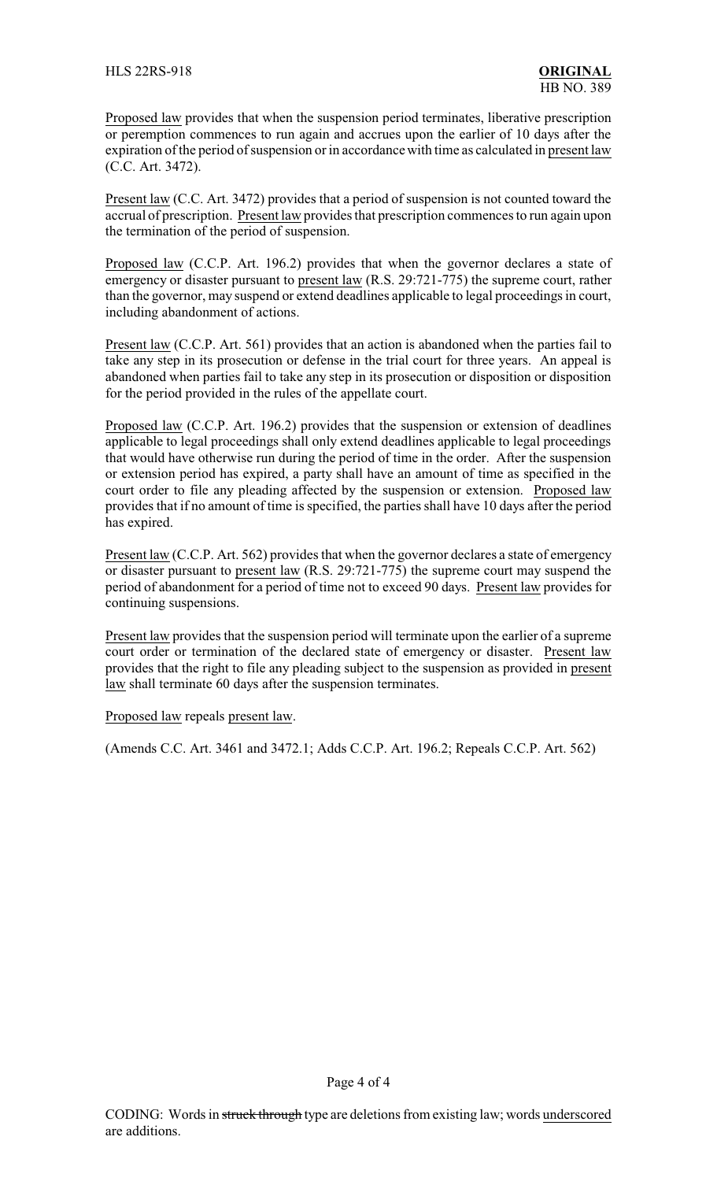Proposed law provides that when the suspension period terminates, liberative prescription or peremption commences to run again and accrues upon the earlier of 10 days after the expiration of the period of suspension or in accordance with time as calculated in present law (C.C. Art. 3472).

Present law (C.C. Art. 3472) provides that a period of suspension is not counted toward the accrual of prescription. Present law provides that prescription commences to run again upon the termination of the period of suspension.

Proposed law (C.C.P. Art. 196.2) provides that when the governor declares a state of emergency or disaster pursuant to present law (R.S. 29:721-775) the supreme court, rather than the governor, may suspend or extend deadlines applicable to legal proceedings in court, including abandonment of actions.

Present law (C.C.P. Art. 561) provides that an action is abandoned when the parties fail to take any step in its prosecution or defense in the trial court for three years. An appeal is abandoned when parties fail to take any step in its prosecution or disposition or disposition for the period provided in the rules of the appellate court.

Proposed law (C.C.P. Art. 196.2) provides that the suspension or extension of deadlines applicable to legal proceedings shall only extend deadlines applicable to legal proceedings that would have otherwise run during the period of time in the order. After the suspension or extension period has expired, a party shall have an amount of time as specified in the court order to file any pleading affected by the suspension or extension. Proposed law provides that if no amount of time is specified, the parties shall have 10 days after the period has expired.

Present law (C.C.P. Art. 562) provides that when the governor declares a state of emergency or disaster pursuant to present law (R.S. 29:721-775) the supreme court may suspend the period of abandonment for a period of time not to exceed 90 days. Present law provides for continuing suspensions.

Present law provides that the suspension period will terminate upon the earlier of a supreme court order or termination of the declared state of emergency or disaster. Present law provides that the right to file any pleading subject to the suspension as provided in present law shall terminate 60 days after the suspension terminates.

Proposed law repeals present law.

(Amends C.C. Art. 3461 and 3472.1; Adds C.C.P. Art. 196.2; Repeals C.C.P. Art. 562)

CODING: Words in ~~struck through~~ type are deletions from existing law; words underscored are additions.